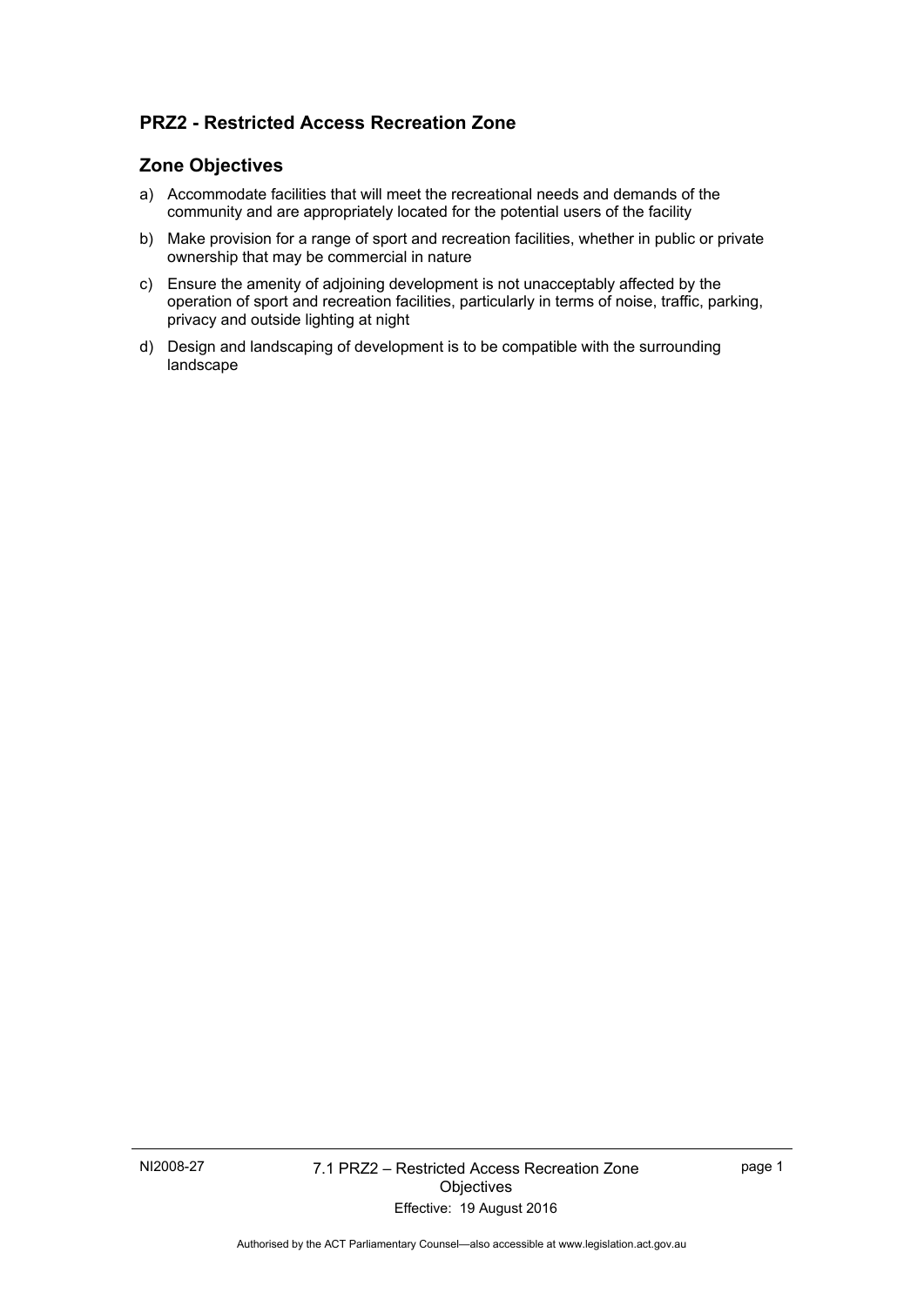## PRZ2 - Restricted Access Recreation Zone

### Zone Objectives

a) Accommodate facilities that will meet the recreational needs and demands of the community and are appropriately located for the potential users of the facility

b) Make provision for a range of sport and recreation facilities, whether in public or private ownership that may be commercial in nature

c) Ensure the amenity of adjoining development is not unacceptably affected by the operation of sport and recreation facilities, particularly in terms of noise, traffic, parking, privacy and outside lighting at night

d) Design and landscaping of development is to be compatible with the surrounding landscape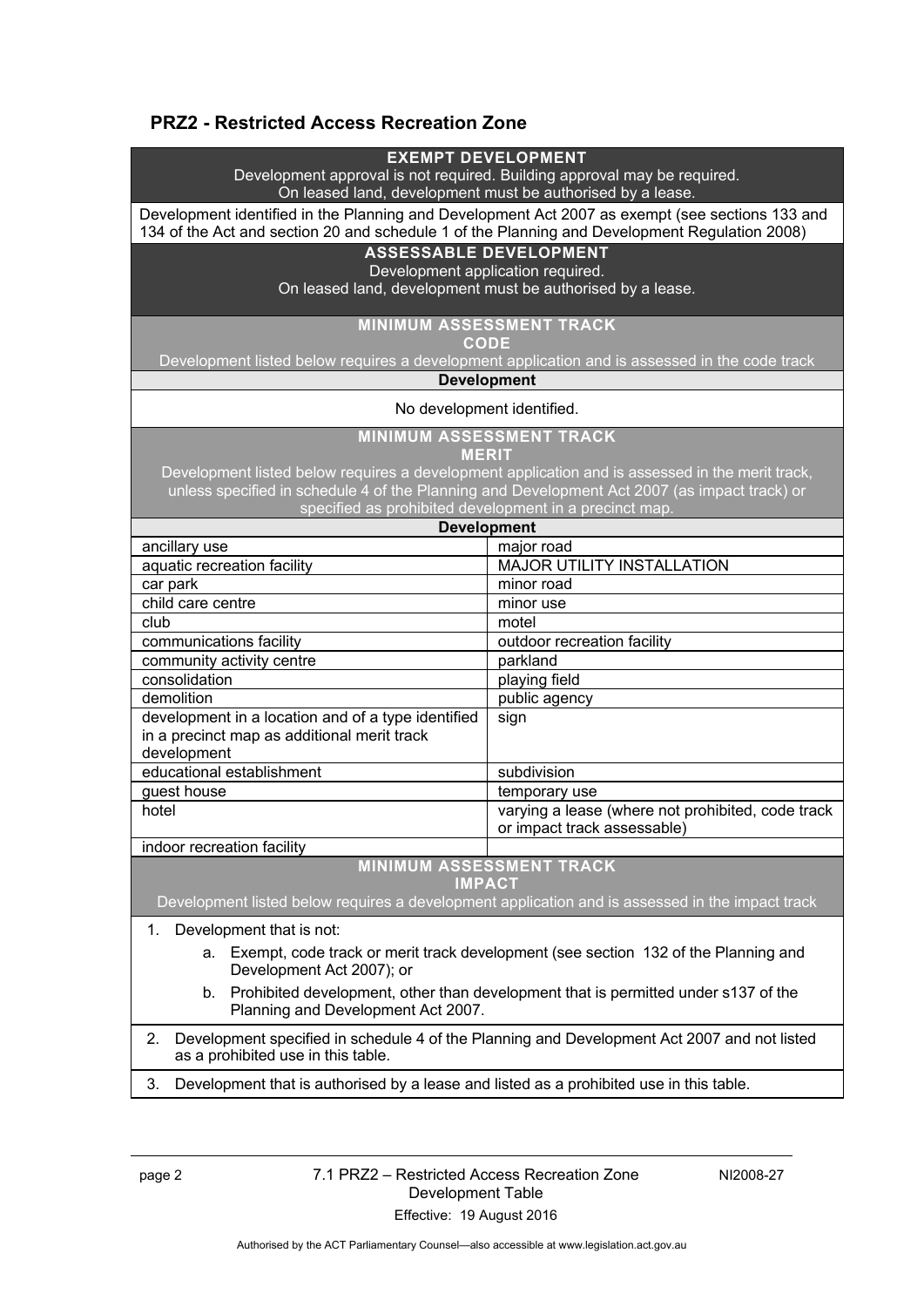## PRZ2 - Restricted Access Recreation Zone

| **EXEMPT DEVELOPMENT**<br>Development approval is not required. Building approval may be required.<br>On leased land, development must be authorised by a lease. | |
|---|---|
| Development identified in the Planning and Development Act 2007 as exempt (see sections 133 and 134 of the Act and section 20 and schedule 1 of the Planning and Development Regulation 2008) | |
| **ASSESSABLE DEVELOPMENT**<br>Development application required.<br>On leased land, development must be authorised by a lease. | |
| **MINIMUM ASSESSMENT TRACK**<br>**CODE**<br>Development listed below requires a development application and is assessed in the code track | |
| **Development** | |
| No development identified. | |
| **MINIMUM ASSESSMENT TRACK**<br>**MERIT**<br>Development listed below requires a development application and is assessed in the merit track, unless specified in schedule 4 of the Planning and Development Act 2007 (as impact track) or specified as prohibited development in a precinct map. | |
| **Development** | |
| ancillary use | major road |
| aquatic recreation facility | MAJOR UTILITY INSTALLATION |
| car park | minor road |
| child care centre | minor use |
| club | motel |
| communications facility | outdoor recreation facility |
| community activity centre | parkland |
| consolidation | playing field |
| demolition | public agency |
| development in a location and of a type identified in a precinct map as additional merit track development | sign |
| educational establishment | subdivision |
| guest house | temporary use |
| hotel | varying a lease (where not prohibited, code track or impact track assessable) |
| indoor recreation facility | |
| **MINIMUM ASSESSMENT TRACK**<br>**IMPACT**<br>Development listed below requires a development application and is assessed in the impact track | |
| 1. Development that is not:<br>a. Exempt, code track or merit track development (see section 132 of the Planning and Development Act 2007); or<br>b. Prohibited development, other than development that is permitted under s137 of the Planning and Development Act 2007. | |
| 2. Development specified in schedule 4 of the Planning and Development Act 2007 and not listed as a prohibited use in this table. | |
| 3. Development that is authorised by a lease and listed as a prohibited use in this table. | |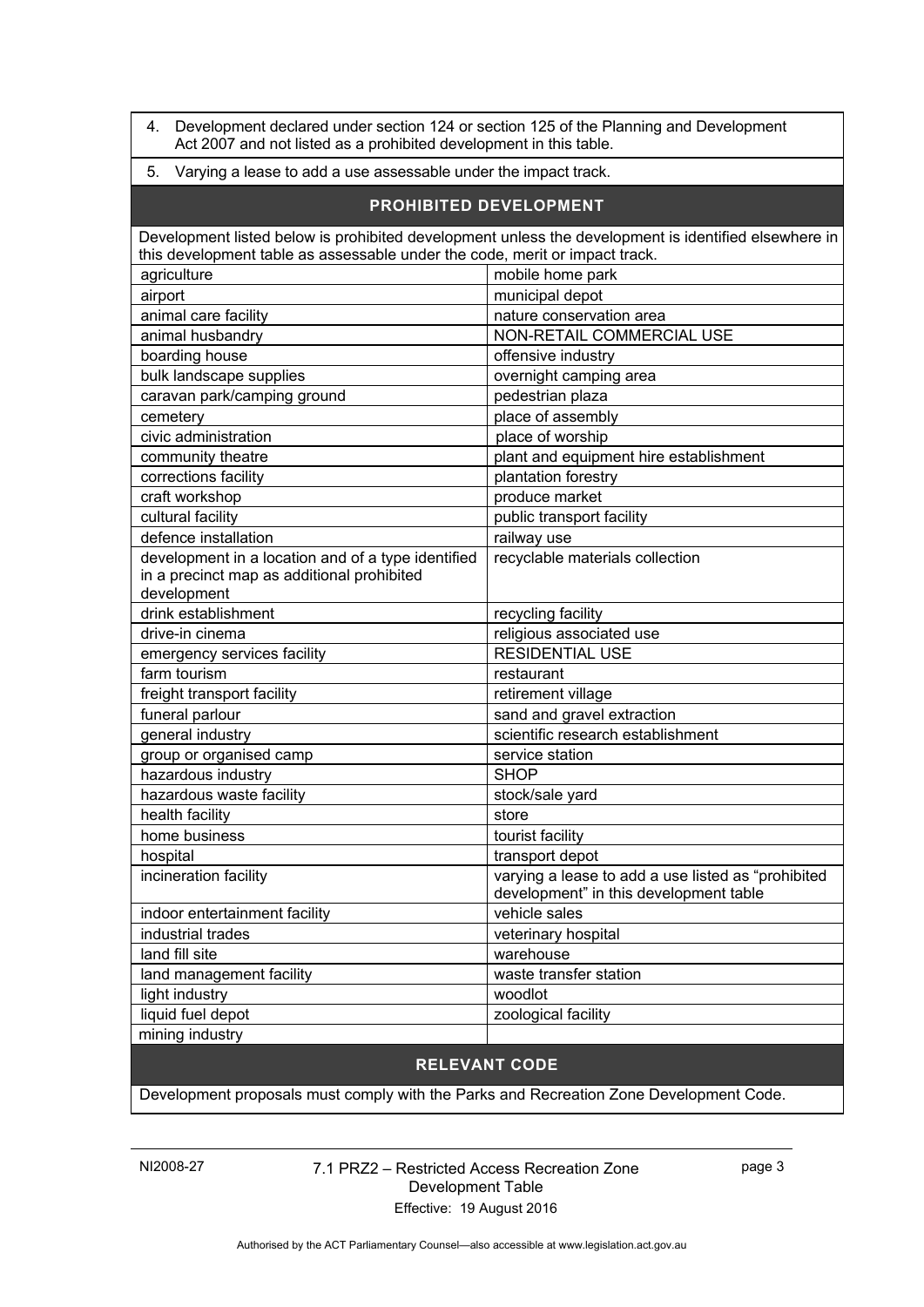4. Development declared under section 124 or section 125 of the Planning and Development Act 2007 and not listed as a prohibited development in this table.

5. Varying a lease to add a use assessable under the impact track.

## PROHIBITED DEVELOPMENT

Development listed below is prohibited development unless the development is identified elsewhere in this development table as assessable under the code, merit or impact track.

| | |
|---|---|
| agriculture | mobile home park |
| airport | municipal depot |
| animal care facility | nature conservation area |
| animal husbandry | NON-RETAIL COMMERCIAL USE |
| boarding house | offensive industry |
| bulk landscape supplies | overnight camping area |
| caravan park/camping ground | pedestrian plaza |
| cemetery | place of assembly |
| civic administration | place of worship |
| community theatre | plant and equipment hire establishment |
| corrections facility | plantation forestry |
| craft workshop | produce market |
| cultural facility | public transport facility |
| defence installation | railway use |
| development in a location and of a type identified in a precinct map as additional prohibited development | recyclable materials collection |
| drink establishment | recycling facility |
| drive-in cinema | religious associated use |
| emergency services facility | RESIDENTIAL USE |
| farm tourism | restaurant |
| freight transport facility | retirement village |
| funeral parlour | sand and gravel extraction |
| general industry | scientific research establishment |
| group or organised camp | service station |
| hazardous industry | SHOP |
| hazardous waste facility | stock/sale yard |
| health facility | store |
| home business | tourist facility |
| hospital | transport depot |
| incineration facility | varying a lease to add a use listed as "prohibited development" in this development table |
| indoor entertainment facility | vehicle sales |
| industrial trades | veterinary hospital |
| land fill site | warehouse |
| land management facility | waste transfer station |
| light industry | woodlot |
| liquid fuel depot | zoological facility |
| mining industry | |

## RELEVANT CODE

Development proposals must comply with the Parks and Recreation Zone Development Code.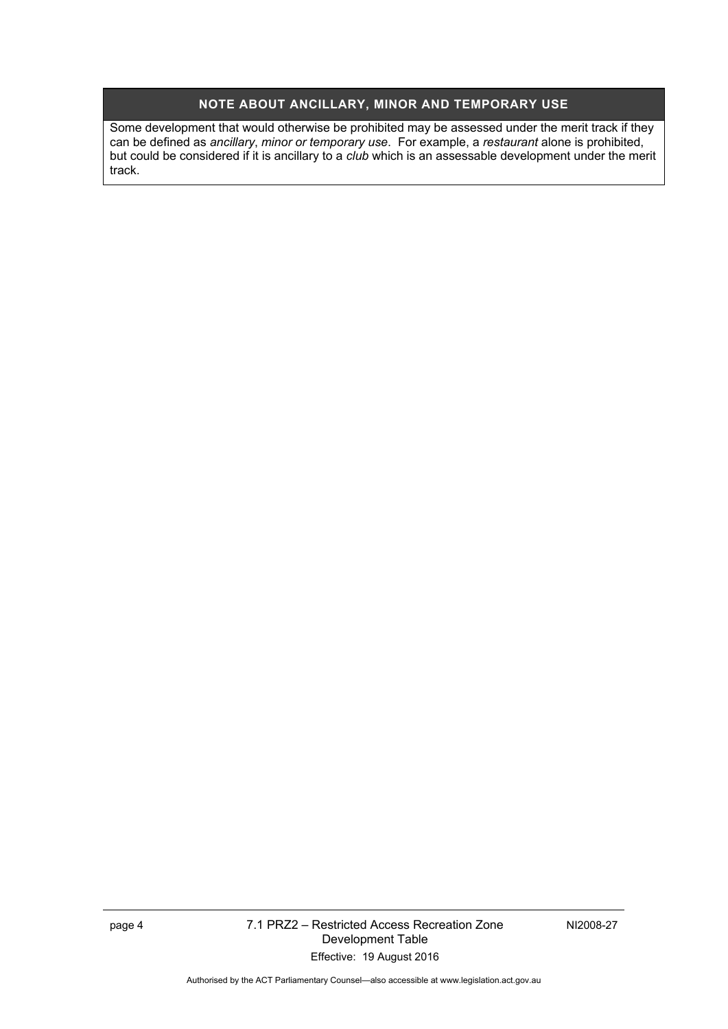| NOTE ABOUT ANCILLARY, MINOR AND TEMPORARY USE |
| --- |
| Some development that would otherwise be prohibited may be assessed under the merit track if they can be defined as *ancillary*, *minor or temporary use*. For example, a *restaurant* alone is prohibited, but could be considered if it is ancillary to a *club* which is an assessable development under the merit track. |